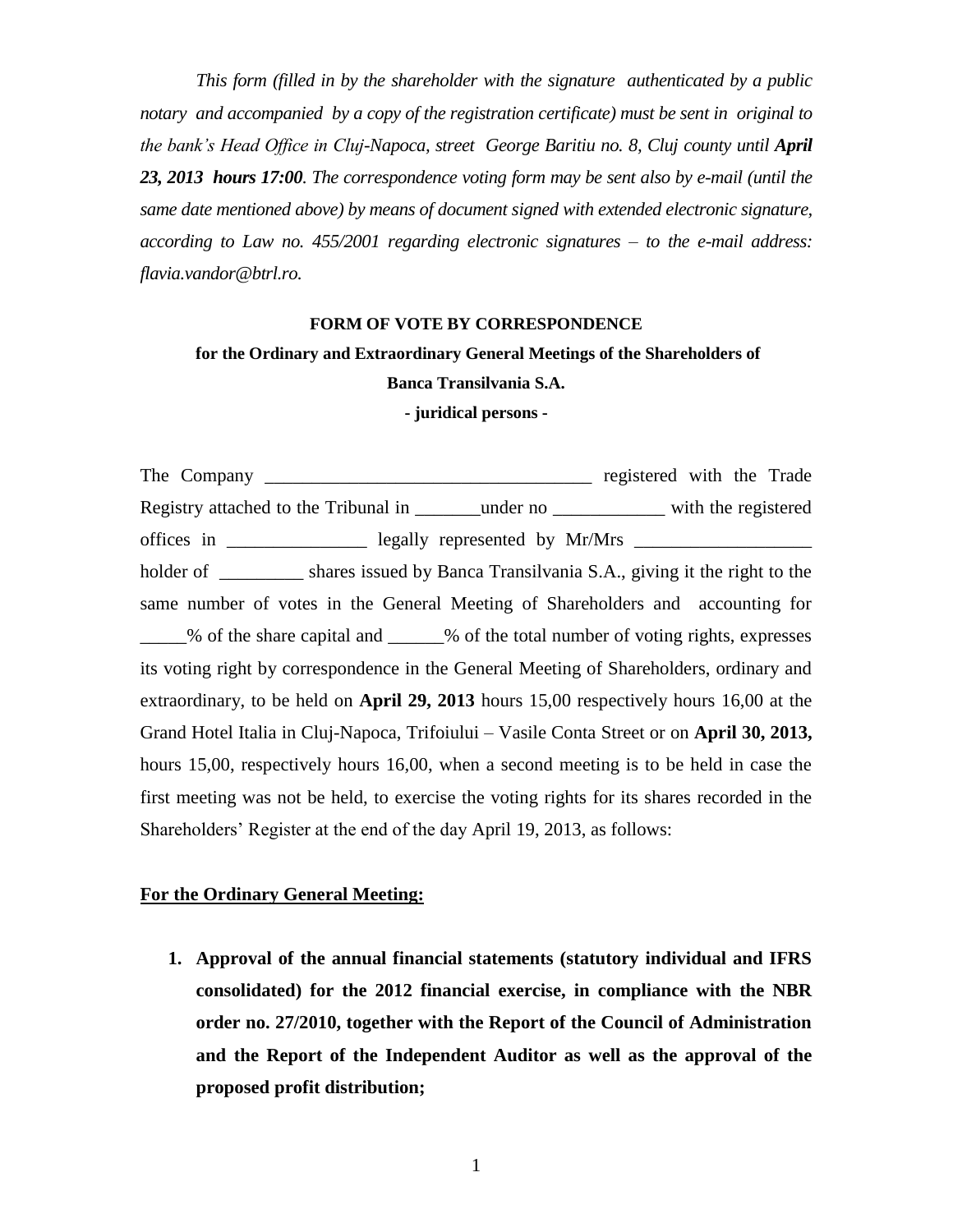*This form (filled in by the shareholder with the signature authenticated by a public notary and accompanied by a copy of the registration certificate) must be sent in original to the bank's Head Office in Cluj-Napoca, street George Baritiu no. 8, Cluj county until **April 23, 2013 hours 17:00**. The correspondence voting form may be sent also by e-mail (until the same date mentioned above) by means of document signed with extended electronic signature, according to Law no. 455/2001 regarding electronic signatures – to the e-mail address: flavia.vandor@btrl.ro.*

**FORM OF VOTE BY CORRESPONDENCE**

**for the Ordinary and Extraordinary General Meetings of the Shareholders of Banca Transilvania S.A.**

**- juridical persons -**

The Company ___________________________________ registered with the Trade Registry attached to the Tribunal in _______under no ____________ with the registered offices in _______________ legally represented by Mr/Mrs ___________________ holder of _________ shares issued by Banca Transilvania S.A., giving it the right to the same number of votes in the General Meeting of Shareholders and accounting for _____% of the share capital and ______% of the total number of voting rights, expresses its voting right by correspondence in the General Meeting of Shareholders, ordinary and extraordinary, to be held on **April 29, 2013** hours 15,00 respectively hours 16,00 at the Grand Hotel Italia in Cluj-Napoca, Trifoiului – Vasile Conta Street or on **April 30, 2013,** hours 15,00, respectively hours 16,00, when a second meeting is to be held in case the first meeting was not be held, to exercise the voting rights for its shares recorded in the Shareholders' Register at the end of the day April 19, 2013, as follows:

**For the Ordinary General Meeting:**

1. **Approval of the annual financial statements (statutory individual and IFRS consolidated) for the 2012 financial exercise, in compliance with the NBR order no. 27/2010, together with the Report of the Council of Administration and the Report of the Independent Auditor as well as the approval of the proposed profit distribution;**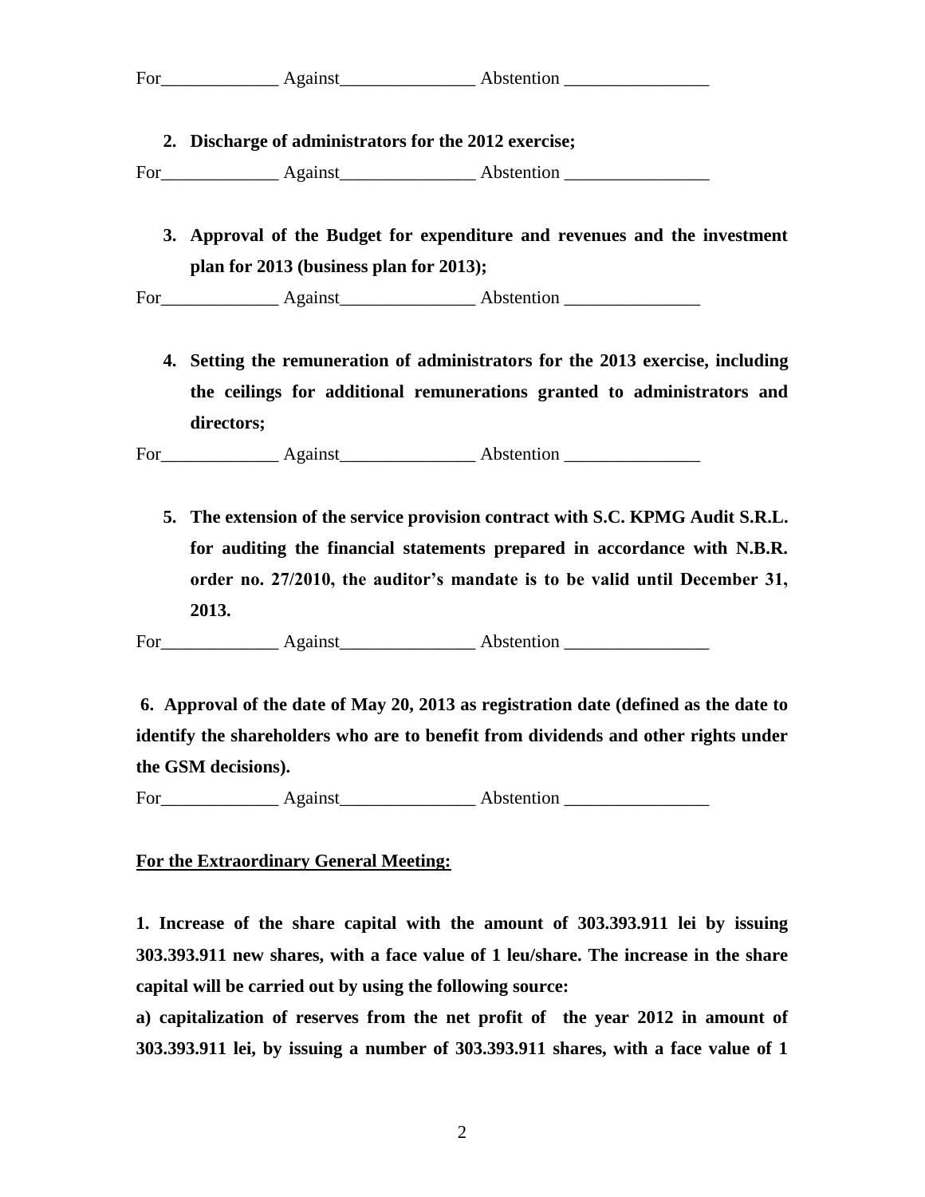For_____________ Against_______________ Abstention ________________

2. **Discharge of administrators for the 2012 exercise;**

For_____________ Against_______________ Abstention ________________

3. **Approval of the Budget for expenditure and revenues and the investment plan for 2013 (business plan for 2013);**

For_____________ Against_______________ Abstention _______________

4. **Setting the remuneration of administrators for the 2013 exercise, including the ceilings for additional remunerations granted to administrators and directors;**

For_____________ Against_______________ Abstention _______________

5. **The extension of the service provision contract with S.C. KPMG Audit S.R.L. for auditing the financial statements prepared in accordance with N.B.R. order no. 27/2010, the auditor's mandate is to be valid until December 31, 2013.**

For_____________ Against_______________ Abstention ________________

**6. Approval of the date of May 20, 2013 as registration date (defined as the date to identify the shareholders who are to benefit from dividends and other rights under the GSM decisions).**

For_____________ Against_______________ Abstention ________________

**<u>For the Extraordinary General Meeting:</u>**

**1. Increase of the share capital with the amount of 303.393.911 lei by issuing 303.393.911 new shares, with a face value of 1 leu/share. The increase in the share capital will be carried out by using the following source:**

**a) capitalization of reserves from the net profit of the year 2012 in amount of 303.393.911 lei, by issuing a number of 303.393.911 shares, with a face value of 1**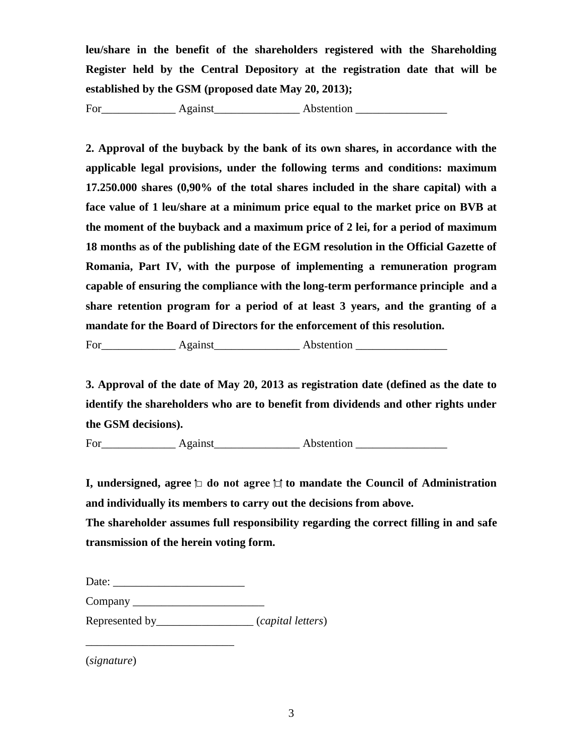**leu/share in the benefit of the shareholders registered with the Shareholding Register held by the Central Depository at the registration date that will be established by the GSM (proposed date May 20, 2013);**

For_____________ Against_______________ Abstention ________________

**2. Approval of the buyback by the bank of its own shares, in accordance with the applicable legal provisions, under the following terms and conditions: maximum 17.250.000 shares (0,90% of the total shares included in the share capital) with a face value of 1 leu/share at a minimum price equal to the market price on BVB at the moment of the buyback and a maximum price of 2 lei, for a period of maximum 18 months as of the publishing date of the EGM resolution in the Official Gazette of Romania, Part IV, with the purpose of implementing a remuneration program capable of ensuring the compliance with the long-term performance principle and a share retention program for a period of at least 3 years, and the granting of a mandate for the Board of Directors for the enforcement of this resolution.**

For_____________ Against_______________ Abstention ________________

**3. Approval of the date of May 20, 2013 as registration date (defined as the date to identify the shareholders who are to benefit from dividends and other rights under the GSM decisions).**

For_____________ Against_______________ Abstention ________________

**I, undersigned, agree ☐ do not agree ☐ to mandate the Council of Administration and individually its members to carry out the decisions from above.**

**The shareholder assumes full responsibility regarding the correct filling in and safe transmission of the herein voting form.**

Date: _______________________

Company _______________________

Represented by_________________ (*capital letters*)

__________________________

(*signature*)